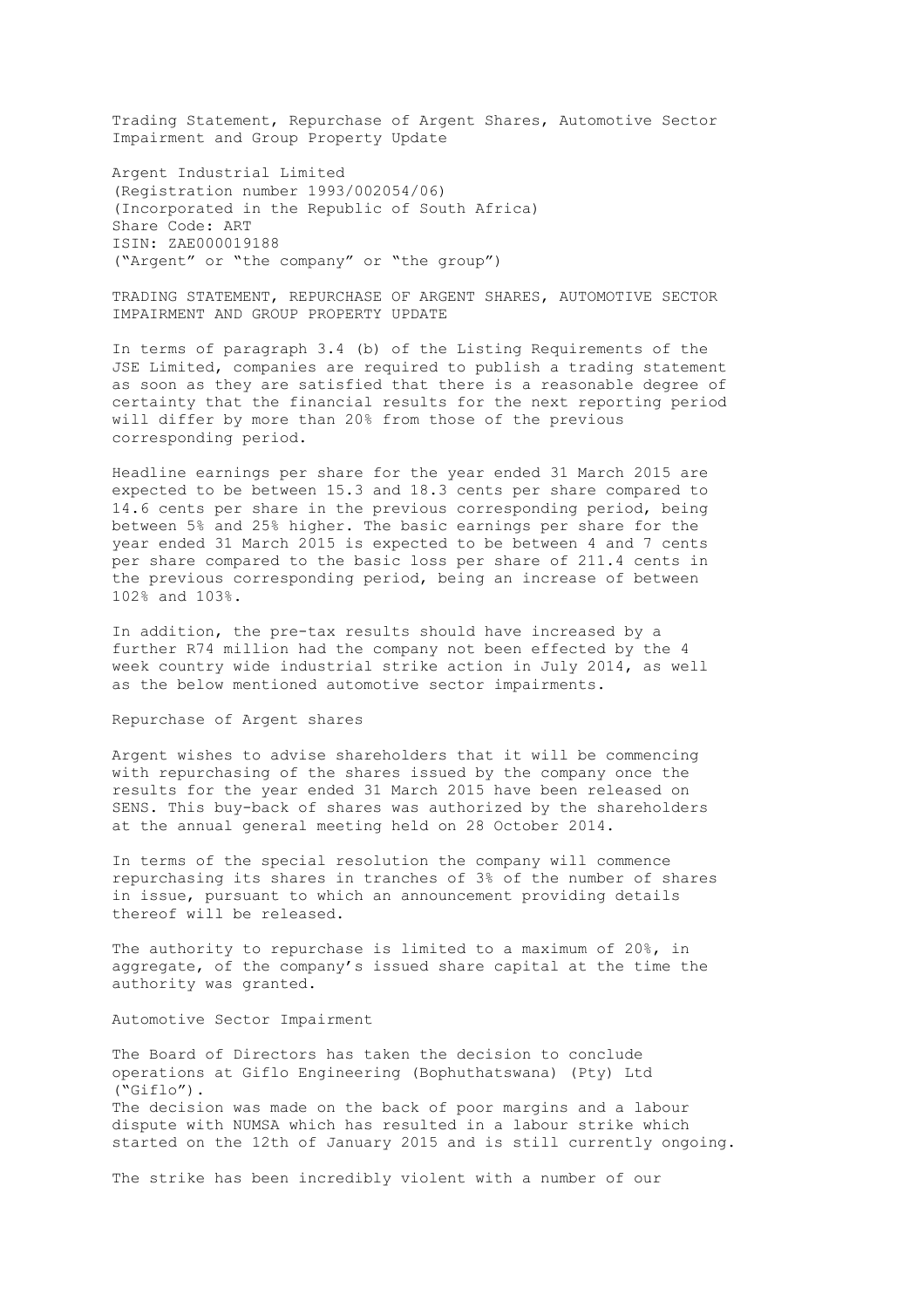Trading Statement, Repurchase of Argent Shares, Automotive Sector Impairment and Group Property Update

Argent Industrial Limited
(Registration number 1993/002054/06)
(Incorporated in the Republic of South Africa)
Share Code: ART
ISIN: ZAE000019188
("Argent" or "the company" or "the group")

# TRADING STATEMENT, REPURCHASE OF ARGENT SHARES, AUTOMOTIVE SECTOR IMPAIRMENT AND GROUP PROPERTY UPDATE

In terms of paragraph 3.4 (b) of the Listing Requirements of the JSE Limited, companies are required to publish a trading statement as soon as they are satisfied that there is a reasonable degree of certainty that the financial results for the next reporting period will differ by more than 20% from those of the previous corresponding period.

Headline earnings per share for the year ended 31 March 2015 are expected to be between 15.3 and 18.3 cents per share compared to 14.6 cents per share in the previous corresponding period, being between 5% and 25% higher. The basic earnings per share for the year ended 31 March 2015 is expected to be between 4 and 7 cents per share compared to the basic loss per share of 211.4 cents in the previous corresponding period, being an increase of between 102% and 103%.

In addition, the pre-tax results should have increased by a further R74 million had the company not been effected by the 4 week country wide industrial strike action in July 2014, as well as the below mentioned automotive sector impairments.

## Repurchase of Argent shares

Argent wishes to advise shareholders that it will be commencing with repurchasing of the shares issued by the company once the results for the year ended 31 March 2015 have been released on SENS. This buy-back of shares was authorized by the shareholders at the annual general meeting held on 28 October 2014.

In terms of the special resolution the company will commence repurchasing its shares in tranches of 3% of the number of shares in issue, pursuant to which an announcement providing details thereof will be released.

The authority to repurchase is limited to a maximum of 20%, in aggregate, of the company's issued share capital at the time the authority was granted.

## Automotive Sector Impairment

The Board of Directors has taken the decision to conclude operations at Giflo Engineering (Bophuthatswana) (Pty) Ltd ("Giflo").
The decision was made on the back of poor margins and a labour dispute with NUMSA which has resulted in a labour strike which started on the 12th of January 2015 and is still currently ongoing.

The strike has been incredibly violent with a number of our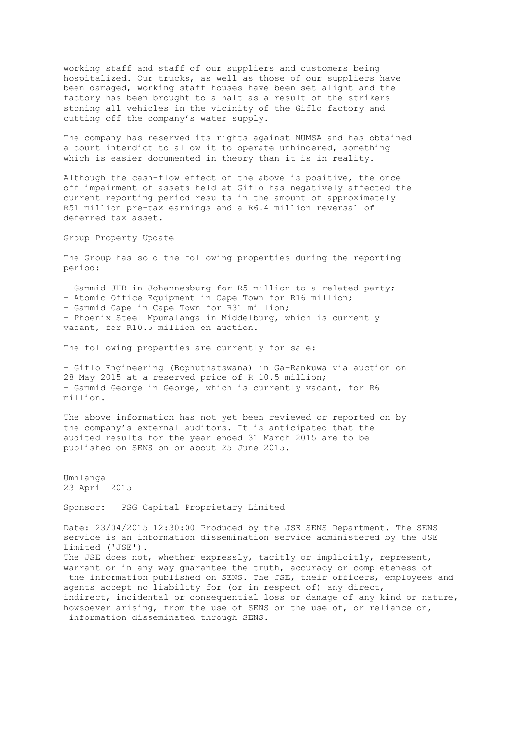working staff and staff of our suppliers and customers being hospitalized. Our trucks, as well as those of our suppliers have been damaged, working staff houses have been set alight and the factory has been brought to a halt as a result of the strikers stoning all vehicles in the vicinity of the Giflo factory and cutting off the company's water supply.

The company has reserved its rights against NUMSA and has obtained a court interdict to allow it to operate unhindered, something which is easier documented in theory than it is in reality.

Although the cash-flow effect of the above is positive, the once off impairment of assets held at Giflo has negatively affected the current reporting period results in the amount of approximately R51 million pre-tax earnings and a R6.4 million reversal of deferred tax asset.

Group Property Update

The Group has sold the following properties during the reporting period:

- Gammid JHB in Johannesburg for R5 million to a related party;
- Atomic Office Equipment in Cape Town for R16 million;
- Gammid Cape in Cape Town for R31 million;
- Phoenix Steel Mpumalanga in Middelburg, which is currently vacant, for R10.5 million on auction.

The following properties are currently for sale:

- Giflo Engineering (Bophuthatswana) in Ga-Rankuwa via auction on 28 May 2015 at a reserved price of R 10.5 million;
- Gammid George in George, which is currently vacant, for R6 million.

The above information has not yet been reviewed or reported on by the company's external auditors. It is anticipated that the audited results for the year ended 31 March 2015 are to be published on SENS on or about 25 June 2015.

Umhlanga
23 April 2015

Sponsor: PSG Capital Proprietary Limited

Date: 23/04/2015 12:30:00 Produced by the JSE SENS Department. The SENS service is an information dissemination service administered by the JSE Limited ('JSE').
The JSE does not, whether expressly, tacitly or implicitly, represent, warrant or in any way guarantee the truth, accuracy or completeness of the information published on SENS. The JSE, their officers, employees and agents accept no liability for (or in respect of) any direct, indirect, incidental or consequential loss or damage of any kind or nature, howsoever arising, from the use of SENS or the use of, or reliance on, information disseminated through SENS.